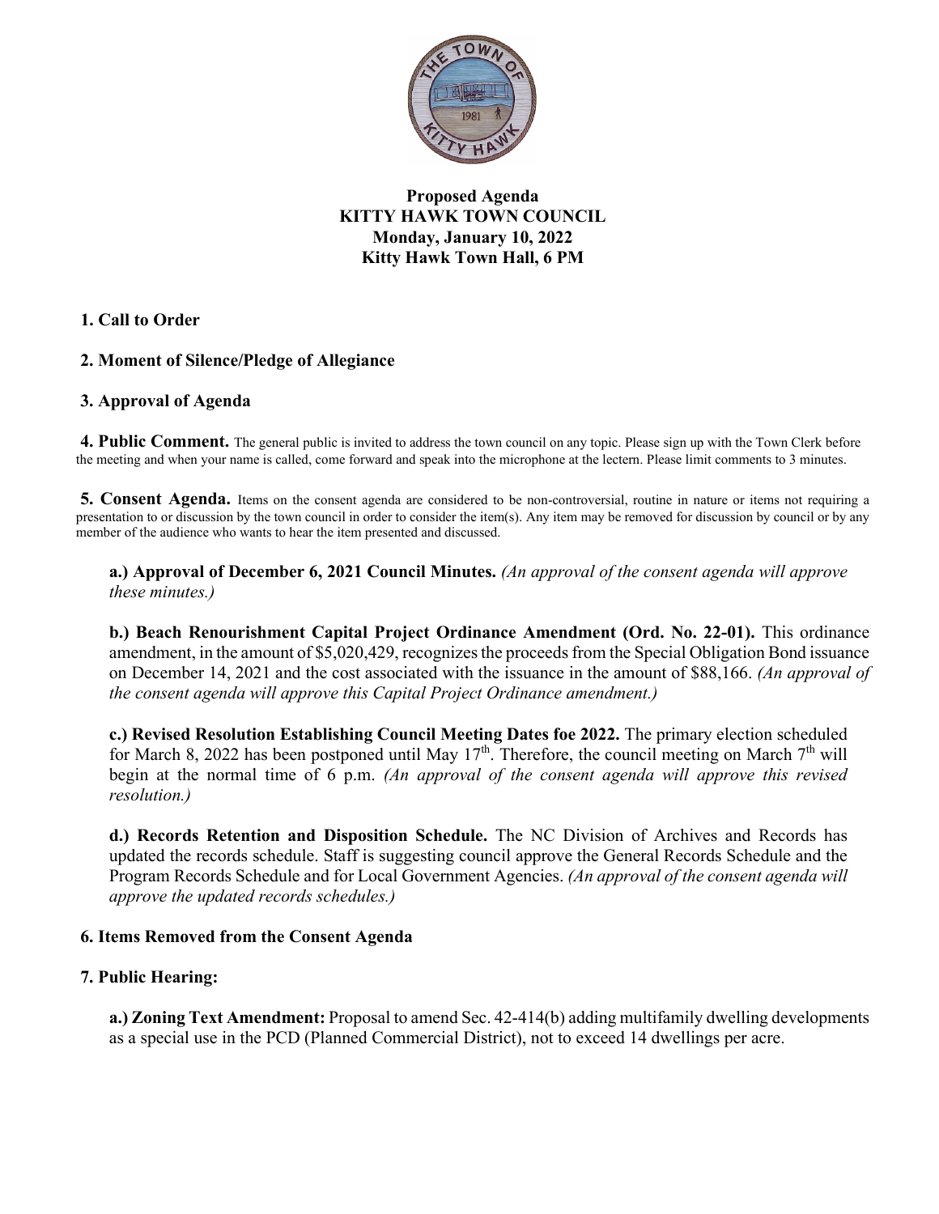**Proposed Agenda**
**KITTY HAWK TOWN COUNCIL**
**Monday, January 10, 2022**
**Kitty Hawk Town Hall, 6 PM**

**1. Call to Order**

**2. Moment of Silence/Pledge of Allegiance**

**3. Approval of Agenda**

**4. Public Comment.** The general public is invited to address the town council on any topic. Please sign up with the Town Clerk before the meeting and when your name is called, come forward and speak into the microphone at the lectern. Please limit comments to 3 minutes.

**5. Consent Agenda.** Items on the consent agenda are considered to be non-controversial, routine in nature or items not requiring a presentation to or discussion by the town council in order to consider the item(s). Any item may be removed for discussion by council or by any member of the audience who wants to hear the item presented and discussed.

**a.) Approval of December 6, 2021 Council Minutes.** *(An approval of the consent agenda will approve these minutes.)*

**b.) Beach Renourishment Capital Project Ordinance Amendment (Ord. No. 22-01).** This ordinance amendment, in the amount of $5,020,429, recognizes the proceeds from the Special Obligation Bond issuance on December 14, 2021 and the cost associated with the issuance in the amount of $88,166. *(An approval of the consent agenda will approve this Capital Project Ordinance amendment.)*

**c.) Revised Resolution Establishing Council Meeting Dates foe 2022.** The primary election scheduled for March 8, 2022 has been postponed until May 17th. Therefore, the council meeting on March 7th will begin at the normal time of 6 p.m. *(An approval of the consent agenda will approve this revised resolution.)*

**d.) Records Retention and Disposition Schedule.** The NC Division of Archives and Records has updated the records schedule. Staff is suggesting council approve the General Records Schedule and the Program Records Schedule and for Local Government Agencies. *(An approval of the consent agenda will approve the updated records schedules.)*

**6. Items Removed from the Consent Agenda**

**7. Public Hearing:**

**a.) Zoning Text Amendment:** Proposal to amend Sec. 42-414(b) adding multifamily dwelling developments as a special use in the PCD (Planned Commercial District), not to exceed 14 dwellings per acre.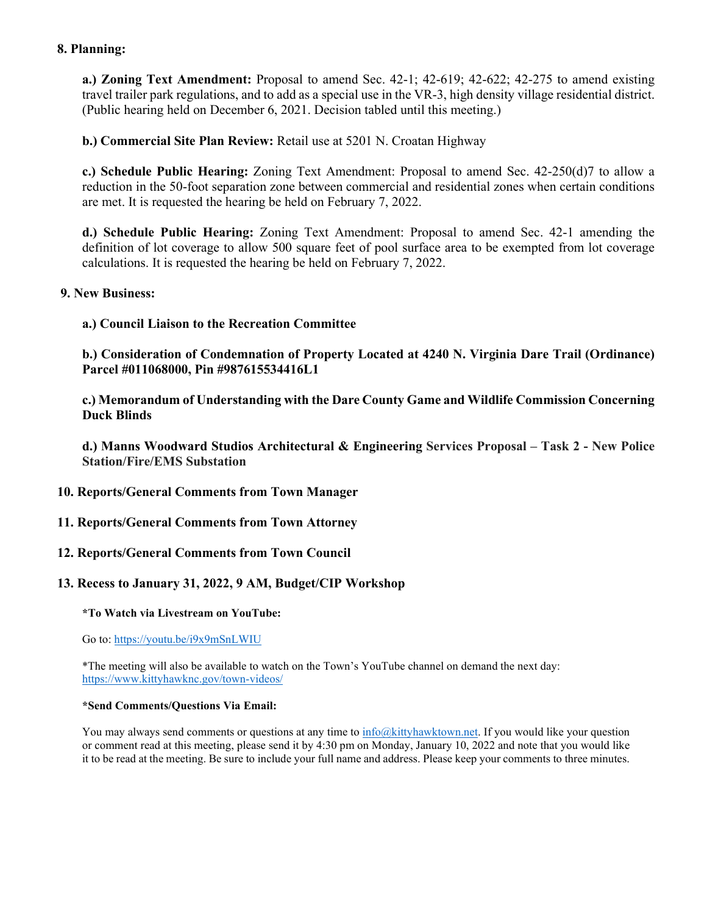**8. Planning:**

**a.) Zoning Text Amendment:** Proposal to amend Sec. 42-1; 42-619; 42-622; 42-275 to amend existing travel trailer park regulations, and to add as a special use in the VR-3, high density village residential district. (Public hearing held on December 6, 2021. Decision tabled until this meeting.)

**b.) Commercial Site Plan Review:** Retail use at 5201 N. Croatan Highway

**c.) Schedule Public Hearing:** Zoning Text Amendment: Proposal to amend Sec. 42-250(d)7 to allow a reduction in the 50-foot separation zone between commercial and residential zones when certain conditions are met. It is requested the hearing be held on February 7, 2022.

**d.) Schedule Public Hearing:** Zoning Text Amendment: Proposal to amend Sec. 42-1 amending the definition of lot coverage to allow 500 square feet of pool surface area to be exempted from lot coverage calculations. It is requested the hearing be held on February 7, 2022.

**9. New Business:**

**a.) Council Liaison to the Recreation Committee**

**b.) Consideration of Condemnation of Property Located at 4240 N. Virginia Dare Trail (Ordinance) Parcel #011068000, Pin #987615534416L1**

**c.) Memorandum of Understanding with the Dare County Game and Wildlife Commission Concerning Duck Blinds**

**d.) Manns Woodward Studios Architectural & Engineering Services Proposal – Task 2 - New Police Station/Fire/EMS Substation**

**10. Reports/General Comments from Town Manager**

**11. Reports/General Comments from Town Attorney**

**12. Reports/General Comments from Town Council**

**13. Recess to January 31, 2022, 9 AM, Budget/CIP Workshop**

**\*To Watch via Livestream on YouTube:**

Go to: https://youtu.be/i9x9mSnLWIU

*The meeting will also be available to watch on the Town's YouTube channel on demand the next day: https://www.kittyhawknc.gov/town-videos/

**\*Send Comments/Questions Via Email:**

You may always send comments or questions at any time to info@kittyhawktown.net. If you would like your question or comment read at this meeting, please send it by 4:30 pm on Monday, January 10, 2022 and note that you would like it to be read at the meeting. Be sure to include your full name and address. Please keep your comments to three minutes.